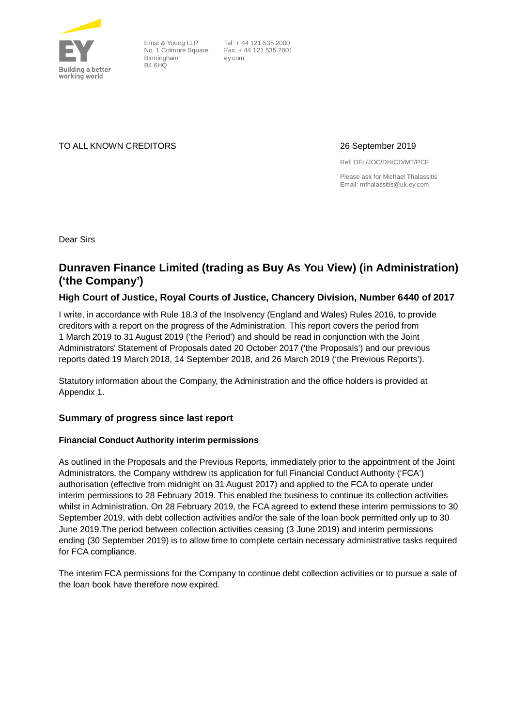Ernst & Young LLP
No. 1 Colmore Square
Birmingham
B4 6HQ

Tel: + 44 121 535 2000
Fax: + 44 121 535 2001
ey.com

TO ALL KNOWN CREDITORS

26 September 2019

Ref: DFL/JOC/DH/CD/MT/PCF

Please ask for Michael Thalassitis
Email: mthalassitis@uk.ey.com

Dear Sirs

# Dunraven Finance Limited (trading as Buy As You View) (in Administration) ('the Company')

## High Court of Justice, Royal Courts of Justice, Chancery Division, Number 6440 of 2017

I write, in accordance with Rule 18.3 of the Insolvency (England and Wales) Rules 2016, to provide creditors with a report on the progress of the Administration. This report covers the period from 1 March 2019 to 31 August 2019 ('the Period') and should be read in conjunction with the Joint Administrators' Statement of Proposals dated 20 October 2017 ('the Proposals') and our previous reports dated 19 March 2018, 14 September 2018, and 26 March 2019 ('the Previous Reports').

Statutory information about the Company, the Administration and the office holders is provided at Appendix 1.

## Summary of progress since last report

### Financial Conduct Authority interim permissions

As outlined in the Proposals and the Previous Reports, immediately prior to the appointment of the Joint Administrators, the Company withdrew its application for full Financial Conduct Authority ('FCA') authorisation (effective from midnight on 31 August 2017) and applied to the FCA to operate under interim permissions to 28 February 2019. This enabled the business to continue its collection activities whilst in Administration. On 28 February 2019, the FCA agreed to extend these interim permissions to 30 September 2019, with debt collection activities and/or the sale of the loan book permitted only up to 30 June 2019.The period between collection activities ceasing (3 June 2019) and interim permissions ending (30 September 2019) is to allow time to complete certain necessary administrative tasks required for FCA compliance.

The interim FCA permissions for the Company to continue debt collection activities or to pursue a sale of the loan book have therefore now expired.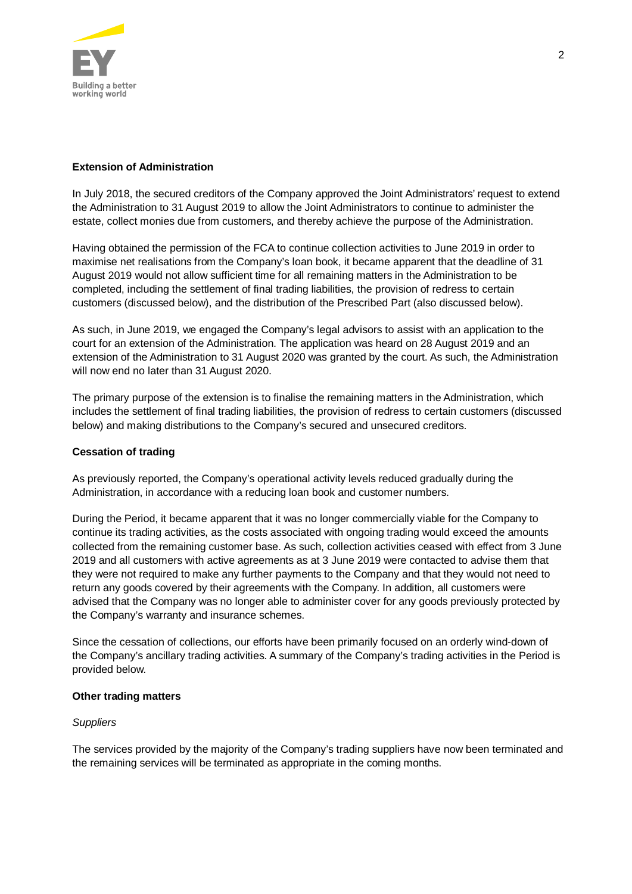**Extension of Administration**

In July 2018, the secured creditors of the Company approved the Joint Administrators' request to extend the Administration to 31 August 2019 to allow the Joint Administrators to continue to administer the estate, collect monies due from customers, and thereby achieve the purpose of the Administration.

Having obtained the permission of the FCA to continue collection activities to June 2019 in order to maximise net realisations from the Company's loan book, it became apparent that the deadline of 31 August 2019 would not allow sufficient time for all remaining matters in the Administration to be completed, including the settlement of final trading liabilities, the provision of redress to certain customers (discussed below), and the distribution of the Prescribed Part (also discussed below).

As such, in June 2019, we engaged the Company's legal advisors to assist with an application to the court for an extension of the Administration. The application was heard on 28 August 2019 and an extension of the Administration to 31 August 2020 was granted by the court. As such, the Administration will now end no later than 31 August 2020.

The primary purpose of the extension is to finalise the remaining matters in the Administration, which includes the settlement of final trading liabilities, the provision of redress to certain customers (discussed below) and making distributions to the Company's secured and unsecured creditors.

**Cessation of trading**

As previously reported, the Company's operational activity levels reduced gradually during the Administration, in accordance with a reducing loan book and customer numbers.

During the Period, it became apparent that it was no longer commercially viable for the Company to continue its trading activities, as the costs associated with ongoing trading would exceed the amounts collected from the remaining customer base. As such, collection activities ceased with effect from 3 June 2019 and all customers with active agreements as at 3 June 2019 were contacted to advise them that they were not required to make any further payments to the Company and that they would not need to return any goods covered by their agreements with the Company. In addition, all customers were advised that the Company was no longer able to administer cover for any goods previously protected by the Company's warranty and insurance schemes.

Since the cessation of collections, our efforts have been primarily focused on an orderly wind-down of the Company's ancillary trading activities. A summary of the Company's trading activities in the Period is provided below.

**Other trading matters**

*Suppliers*

The services provided by the majority of the Company's trading suppliers have now been terminated and the remaining services will be terminated as appropriate in the coming months.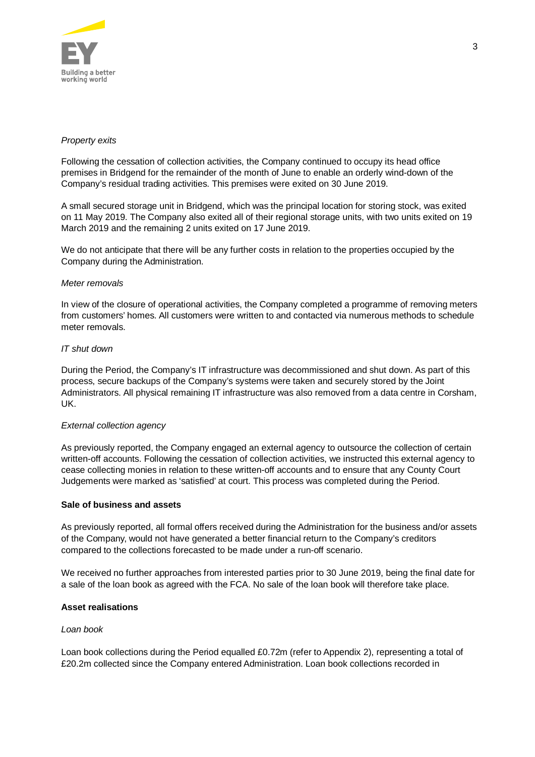*Property exits*

Following the cessation of collection activities, the Company continued to occupy its head office premises in Bridgend for the remainder of the month of June to enable an orderly wind-down of the Company's residual trading activities. This premises were exited on 30 June 2019.

A small secured storage unit in Bridgend, which was the principal location for storing stock, was exited on 11 May 2019. The Company also exited all of their regional storage units, with two units exited on 19 March 2019 and the remaining 2 units exited on 17 June 2019.

We do not anticipate that there will be any further costs in relation to the properties occupied by the Company during the Administration.

*Meter removals*

In view of the closure of operational activities, the Company completed a programme of removing meters from customers' homes. All customers were written to and contacted via numerous methods to schedule meter removals.

*IT shut down*

During the Period, the Company's IT infrastructure was decommissioned and shut down. As part of this process, secure backups of the Company's systems were taken and securely stored by the Joint Administrators. All physical remaining IT infrastructure was also removed from a data centre in Corsham, UK.

*External collection agency*

As previously reported, the Company engaged an external agency to outsource the collection of certain written-off accounts. Following the cessation of collection activities, we instructed this external agency to cease collecting monies in relation to these written-off accounts and to ensure that any County Court Judgements were marked as 'satisfied' at court. This process was completed during the Period.

**Sale of business and assets**

As previously reported, all formal offers received during the Administration for the business and/or assets of the Company, would not have generated a better financial return to the Company's creditors compared to the collections forecasted to be made under a run-off scenario.

We received no further approaches from interested parties prior to 30 June 2019, being the final date for a sale of the loan book as agreed with the FCA. No sale of the loan book will therefore take place.

**Asset realisations**

*Loan book*

Loan book collections during the Period equalled £0.72m (refer to Appendix 2), representing a total of £20.2m collected since the Company entered Administration. Loan book collections recorded in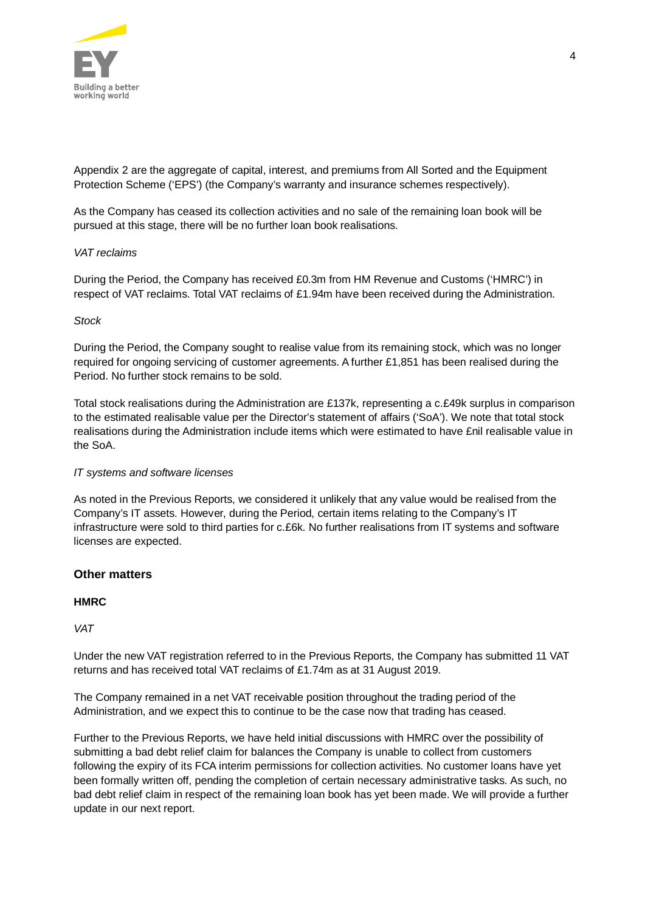Appendix 2 are the aggregate of capital, interest, and premiums from All Sorted and the Equipment Protection Scheme ('EPS') (the Company's warranty and insurance schemes respectively).

As the Company has ceased its collection activities and no sale of the remaining loan book will be pursued at this stage, there will be no further loan book realisations.

*VAT reclaims*

During the Period, the Company has received £0.3m from HM Revenue and Customs ('HMRC') in respect of VAT reclaims. Total VAT reclaims of £1.94m have been received during the Administration.

*Stock*

During the Period, the Company sought to realise value from its remaining stock, which was no longer required for ongoing servicing of customer agreements. A further £1,851 has been realised during the Period. No further stock remains to be sold.

Total stock realisations during the Administration are £137k, representing a c.£49k surplus in comparison to the estimated realisable value per the Director's statement of affairs ('SoA'). We note that total stock realisations during the Administration include items which were estimated to have £nil realisable value in the SoA.

*IT systems and software licenses*

As noted in the Previous Reports, we considered it unlikely that any value would be realised from the Company's IT assets. However, during the Period, certain items relating to the Company's IT infrastructure were sold to third parties for c.£6k. No further realisations from IT systems and software licenses are expected.

## Other matters

### HMRC

*VAT*

Under the new VAT registration referred to in the Previous Reports, the Company has submitted 11 VAT returns and has received total VAT reclaims of £1.74m as at 31 August 2019.

The Company remained in a net VAT receivable position throughout the trading period of the Administration, and we expect this to continue to be the case now that trading has ceased.

Further to the Previous Reports, we have held initial discussions with HMRC over the possibility of submitting a bad debt relief claim for balances the Company is unable to collect from customers following the expiry of its FCA interim permissions for collection activities. No customer loans have yet been formally written off, pending the completion of certain necessary administrative tasks. As such, no bad debt relief claim in respect of the remaining loan book has yet been made. We will provide a further update in our next report.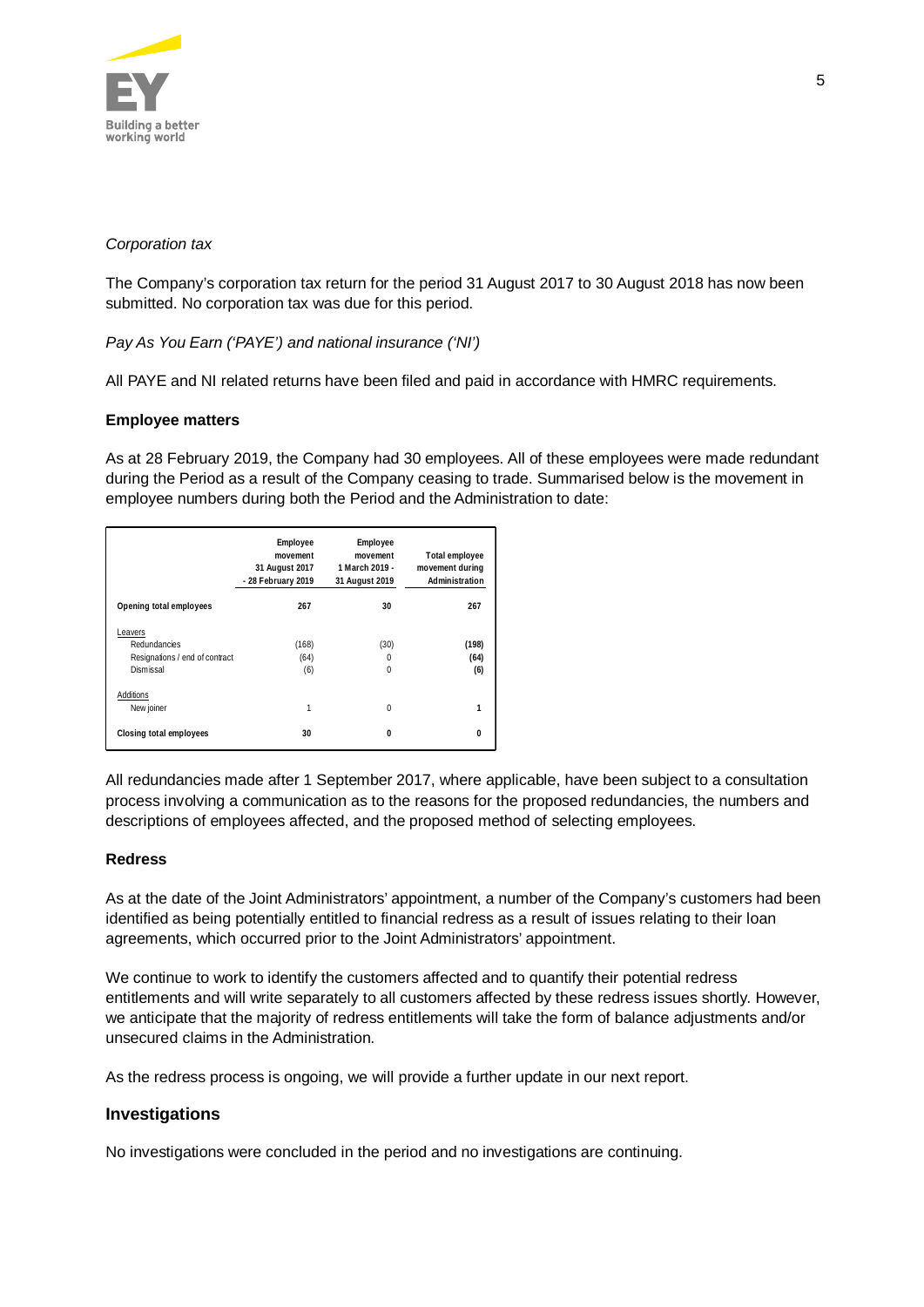*Corporation tax*

The Company's corporation tax return for the period 31 August 2017 to 30 August 2018 has now been submitted. No corporation tax was due for this period.

*Pay As You Earn ('PAYE') and national insurance ('NI')*

All PAYE and NI related returns have been filed and paid in accordance with HMRC requirements.

**Employee matters**

As at 28 February 2019, the Company had 30 employees. All of these employees were made redundant during the Period as a result of the Company ceasing to trade. Summarised below is the movement in employee numbers during both the Period and the Administration to date:

| | Employee movement 31 August 2017 - 28 February 2019 | Employee movement 1 March 2019 - 31 August 2019 | Total employee movement during Administration |
|---|---|---|---|
| **Opening total employees** | **267** | **30** | **267** |
| Leavers | | | |
| Redundancies | (168) | (30) | **(198)** |
| Resignations / end of contract | (64) | 0 | **(64)** |
| Dismissal | (6) | 0 | **(6)** |
| Additions | | | |
| New joiner | 1 | 0 | **1** |
| **Closing total employees** | **30** | **0** | **0** |

All redundancies made after 1 September 2017, where applicable, have been subject to a consultation process involving a communication as to the reasons for the proposed redundancies, the numbers and descriptions of employees affected, and the proposed method of selecting employees.

**Redress**

As at the date of the Joint Administrators' appointment, a number of the Company's customers had been identified as being potentially entitled to financial redress as a result of issues relating to their loan agreements, which occurred prior to the Joint Administrators' appointment.

We continue to work to identify the customers affected and to quantify their potential redress entitlements and will write separately to all customers affected by these redress issues shortly. However, we anticipate that the majority of redress entitlements will take the form of balance adjustments and/or unsecured claims in the Administration.

As the redress process is ongoing, we will provide a further update in our next report.

## Investigations

No investigations were concluded in the period and no investigations are continuing.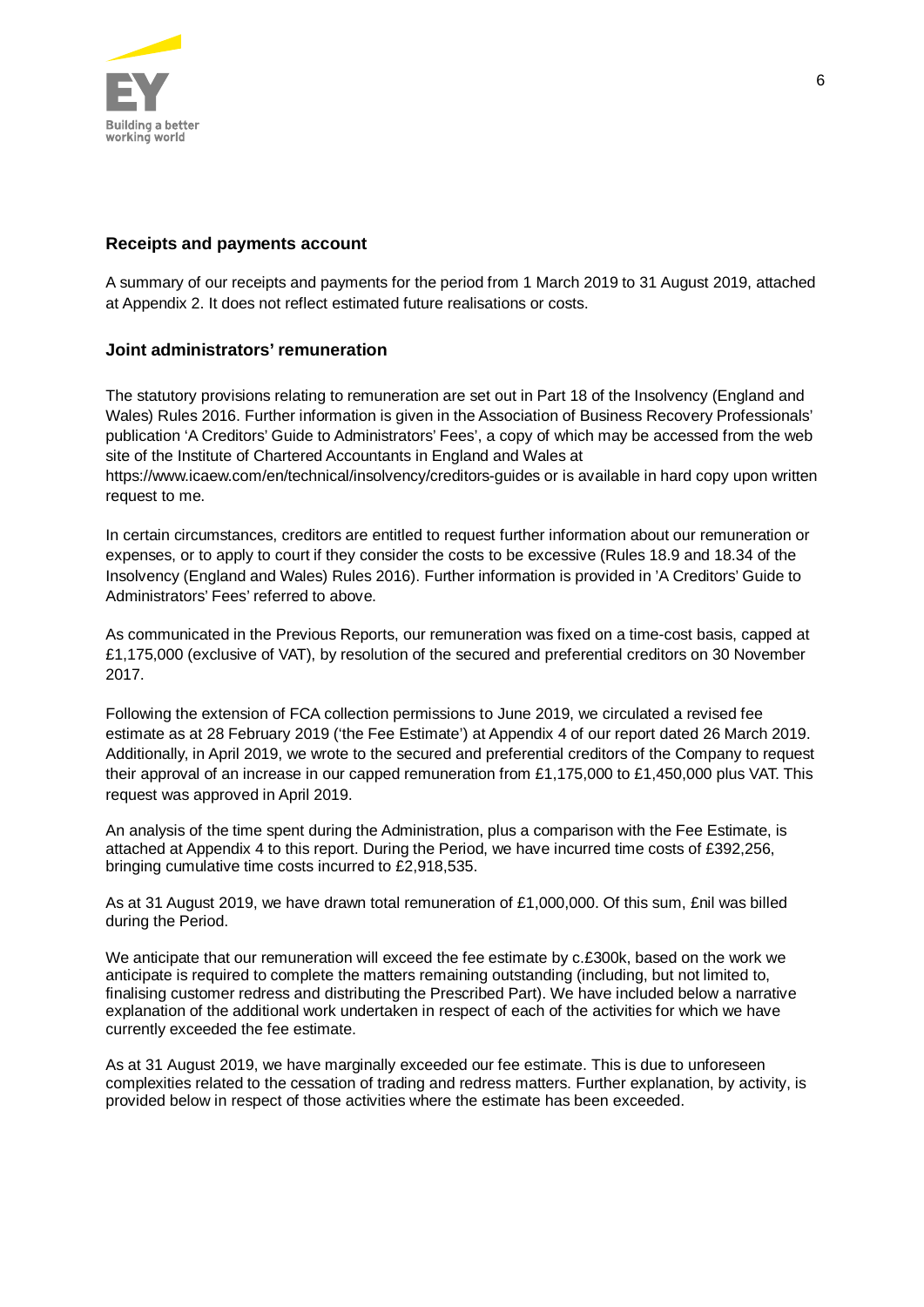## Receipts and payments account

A summary of our receipts and payments for the period from 1 March 2019 to 31 August 2019, attached at Appendix 2. It does not reflect estimated future realisations or costs.

## Joint administrators' remuneration

The statutory provisions relating to remuneration are set out in Part 18 of the Insolvency (England and Wales) Rules 2016. Further information is given in the Association of Business Recovery Professionals' publication 'A Creditors' Guide to Administrators' Fees', a copy of which may be accessed from the web site of the Institute of Chartered Accountants in England and Wales at https://www.icaew.com/en/technical/insolvency/creditors-guides or is available in hard copy upon written request to me.

In certain circumstances, creditors are entitled to request further information about our remuneration or expenses, or to apply to court if they consider the costs to be excessive (Rules 18.9 and 18.34 of the Insolvency (England and Wales) Rules 2016). Further information is provided in 'A Creditors' Guide to Administrators' Fees' referred to above.

As communicated in the Previous Reports, our remuneration was fixed on a time-cost basis, capped at £1,175,000 (exclusive of VAT), by resolution of the secured and preferential creditors on 30 November 2017.

Following the extension of FCA collection permissions to June 2019, we circulated a revised fee estimate as at 28 February 2019 ('the Fee Estimate') at Appendix 4 of our report dated 26 March 2019. Additionally, in April 2019, we wrote to the secured and preferential creditors of the Company to request their approval of an increase in our capped remuneration from £1,175,000 to £1,450,000 plus VAT. This request was approved in April 2019.

An analysis of the time spent during the Administration, plus a comparison with the Fee Estimate, is attached at Appendix 4 to this report. During the Period, we have incurred time costs of £392,256, bringing cumulative time costs incurred to £2,918,535.

As at 31 August 2019, we have drawn total remuneration of £1,000,000. Of this sum, £nil was billed during the Period.

We anticipate that our remuneration will exceed the fee estimate by c.£300k, based on the work we anticipate is required to complete the matters remaining outstanding (including, but not limited to, finalising customer redress and distributing the Prescribed Part). We have included below a narrative explanation of the additional work undertaken in respect of each of the activities for which we have currently exceeded the fee estimate.

As at 31 August 2019, we have marginally exceeded our fee estimate. This is due to unforeseen complexities related to the cessation of trading and redress matters. Further explanation, by activity, is provided below in respect of those activities where the estimate has been exceeded.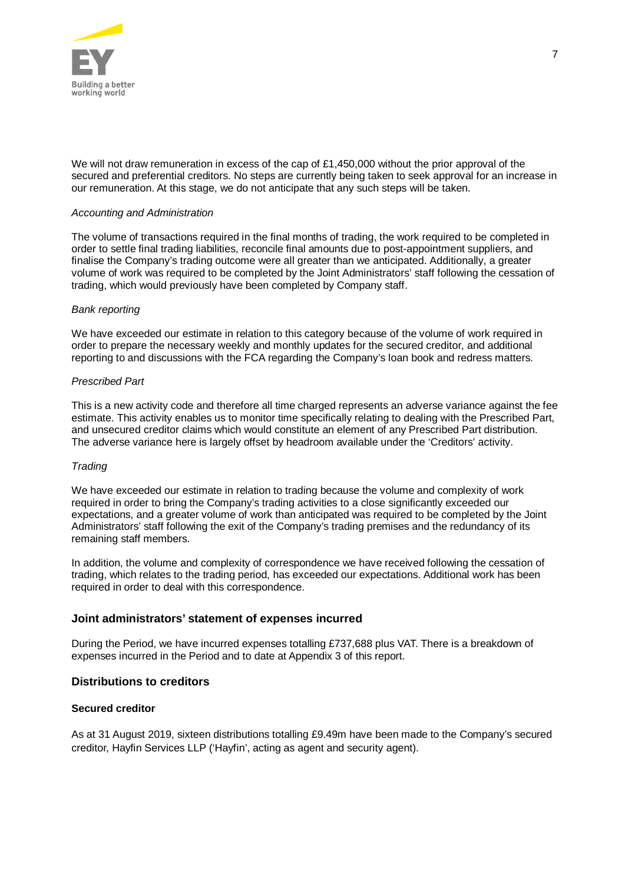We will not draw remuneration in excess of the cap of £1,450,000 without the prior approval of the secured and preferential creditors. No steps are currently being taken to seek approval for an increase in our remuneration. At this stage, we do not anticipate that any such steps will be taken.

*Accounting and Administration*

The volume of transactions required in the final months of trading, the work required to be completed in order to settle final trading liabilities, reconcile final amounts due to post-appointment suppliers, and finalise the Company's trading outcome were all greater than we anticipated. Additionally, a greater volume of work was required to be completed by the Joint Administrators' staff following the cessation of trading, which would previously have been completed by Company staff.

*Bank reporting*

We have exceeded our estimate in relation to this category because of the volume of work required in order to prepare the necessary weekly and monthly updates for the secured creditor, and additional reporting to and discussions with the FCA regarding the Company's loan book and redress matters.

*Prescribed Part*

This is a new activity code and therefore all time charged represents an adverse variance against the fee estimate. This activity enables us to monitor time specifically relating to dealing with the Prescribed Part, and unsecured creditor claims which would constitute an element of any Prescribed Part distribution. The adverse variance here is largely offset by headroom available under the 'Creditors' activity.

*Trading*

We have exceeded our estimate in relation to trading because the volume and complexity of work required in order to bring the Company's trading activities to a close significantly exceeded our expectations, and a greater volume of work than anticipated was required to be completed by the Joint Administrators' staff following the exit of the Company's trading premises and the redundancy of its remaining staff members.

In addition, the volume and complexity of correspondence we have received following the cessation of trading, which relates to the trading period, has exceeded our expectations. Additional work has been required in order to deal with this correspondence.

## Joint administrators' statement of expenses incurred

During the Period, we have incurred expenses totalling £737,688 plus VAT. There is a breakdown of expenses incurred in the Period and to date at Appendix 3 of this report.

## Distributions to creditors

### Secured creditor

As at 31 August 2019, sixteen distributions totalling £9.49m have been made to the Company's secured creditor, Hayfin Services LLP ('Hayfin', acting as agent and security agent).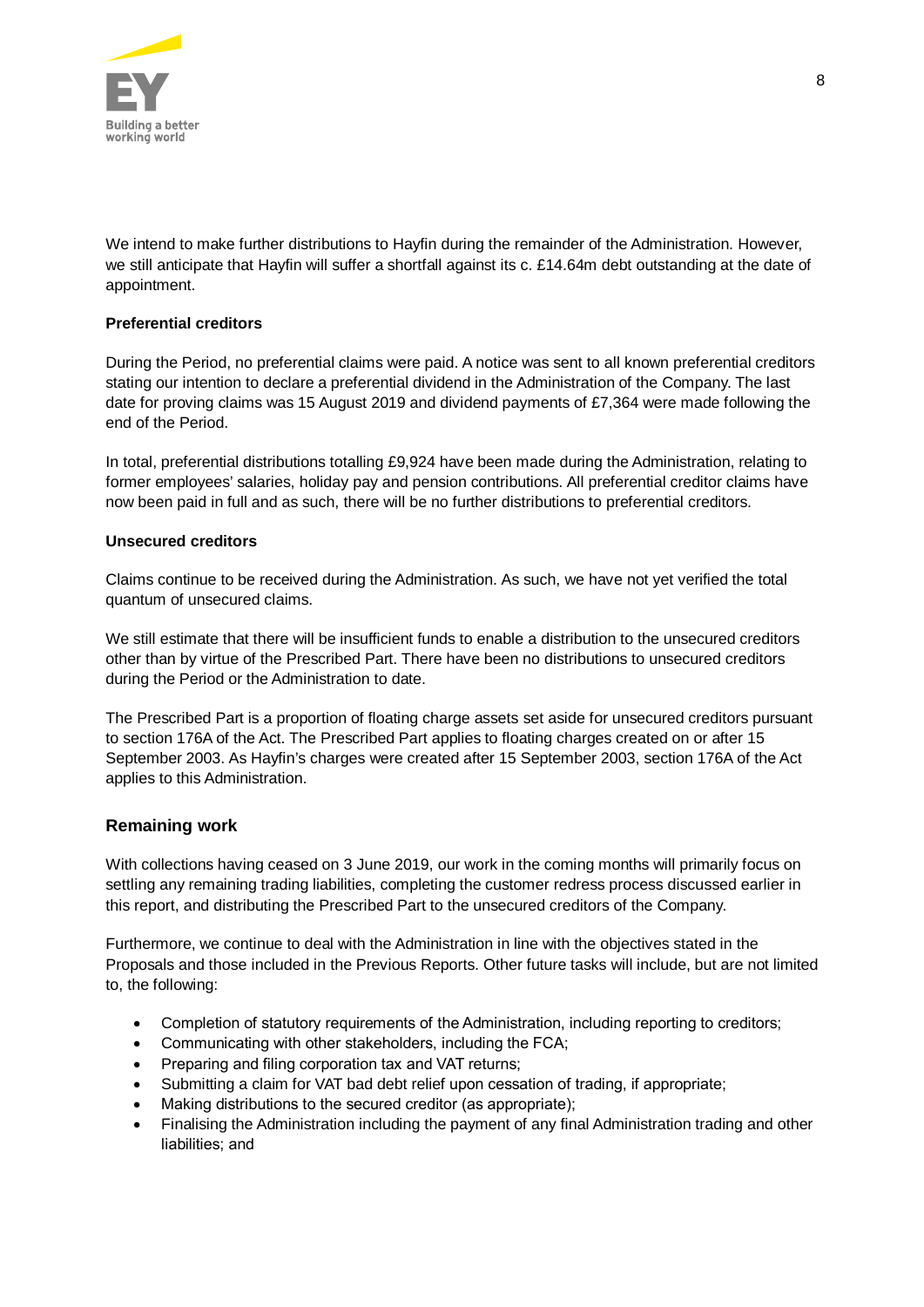We intend to make further distributions to Hayfin during the remainder of the Administration. However, we still anticipate that Hayfin will suffer a shortfall against its c. £14.64m debt outstanding at the date of appointment.

**Preferential creditors**

During the Period, no preferential claims were paid. A notice was sent to all known preferential creditors stating our intention to declare a preferential dividend in the Administration of the Company. The last date for proving claims was 15 August 2019 and dividend payments of £7,364 were made following the end of the Period.

In total, preferential distributions totalling £9,924 have been made during the Administration, relating to former employees' salaries, holiday pay and pension contributions. All preferential creditor claims have now been paid in full and as such, there will be no further distributions to preferential creditors.

**Unsecured creditors**

Claims continue to be received during the Administration. As such, we have not yet verified the total quantum of unsecured claims.

We still estimate that there will be insufficient funds to enable a distribution to the unsecured creditors other than by virtue of the Prescribed Part. There have been no distributions to unsecured creditors during the Period or the Administration to date.

The Prescribed Part is a proportion of floating charge assets set aside for unsecured creditors pursuant to section 176A of the Act. The Prescribed Part applies to floating charges created on or after 15 September 2003. As Hayfin's charges were created after 15 September 2003, section 176A of the Act applies to this Administration.

## Remaining work

With collections having ceased on 3 June 2019, our work in the coming months will primarily focus on settling any remaining trading liabilities, completing the customer redress process discussed earlier in this report, and distributing the Prescribed Part to the unsecured creditors of the Company.

Furthermore, we continue to deal with the Administration in line with the objectives stated in the Proposals and those included in the Previous Reports. Other future tasks will include, but are not limited to, the following:

- Completion of statutory requirements of the Administration, including reporting to creditors;
- Communicating with other stakeholders, including the FCA;
- Preparing and filing corporation tax and VAT returns;
- Submitting a claim for VAT bad debt relief upon cessation of trading, if appropriate;
- Making distributions to the secured creditor (as appropriate);
- Finalising the Administration including the payment of any final Administration trading and other liabilities; and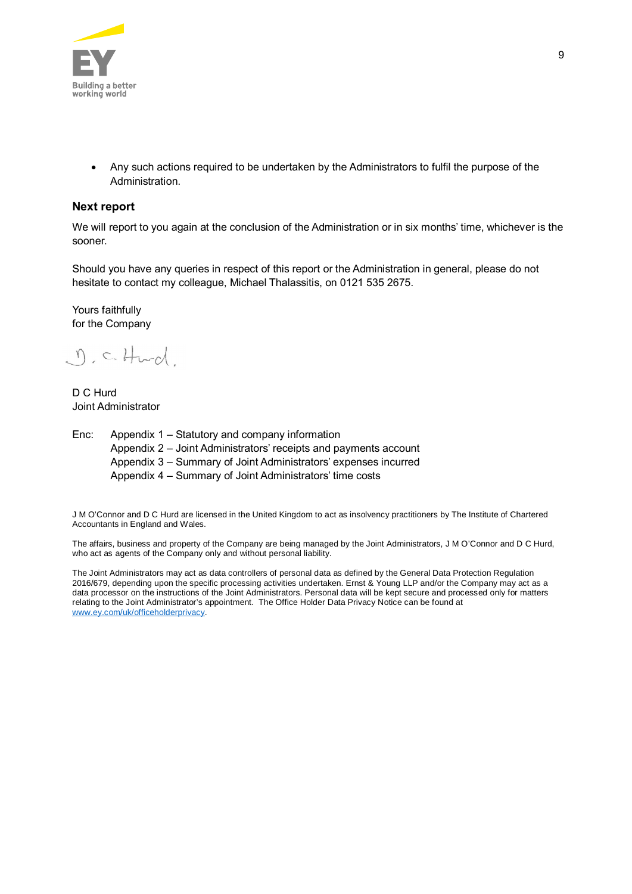- Any such actions required to be undertaken by the Administrators to fulfil the purpose of the Administration.

## Next report

We will report to you again at the conclusion of the Administration or in six months' time, whichever is the sooner.

Should you have any queries in respect of this report or the Administration in general, please do not hesitate to contact my colleague, Michael Thalassitis, on 0121 535 2675.

Yours faithfully
for the Company

D C Hurd
Joint Administrator

Enc: Appendix 1 – Statutory and company information
Appendix 2 – Joint Administrators' receipts and payments account
Appendix 3 – Summary of Joint Administrators' expenses incurred
Appendix 4 – Summary of Joint Administrators' time costs

J M O'Connor and D C Hurd are licensed in the United Kingdom to act as insolvency practitioners by The Institute of Chartered Accountants in England and Wales.

The affairs, business and property of the Company are being managed by the Joint Administrators, J M O'Connor and D C Hurd, who act as agents of the Company only and without personal liability.

The Joint Administrators may act as data controllers of personal data as defined by the General Data Protection Regulation 2016/679, depending upon the specific processing activities undertaken. Ernst & Young LLP and/or the Company may act as a data processor on the instructions of the Joint Administrators. Personal data will be kept secure and processed only for matters relating to the Joint Administrator's appointment. The Office Holder Data Privacy Notice can be found at www.ey.com/uk/officeholderprivacy.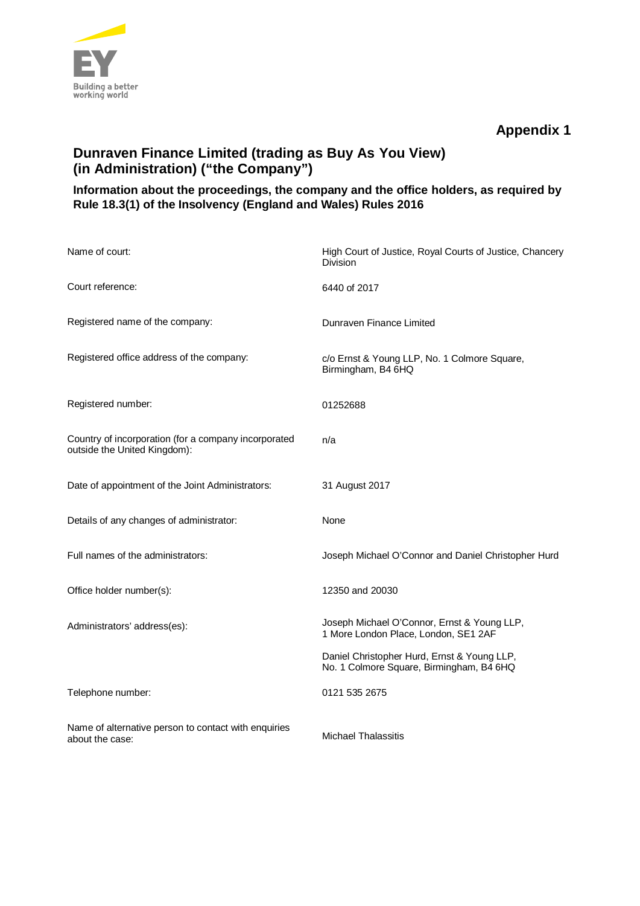**Appendix 1**

## Dunraven Finance Limited (trading as Buy As You View) (in Administration) ("the Company")

### Information about the proceedings, the company and the office holders, as required by Rule 18.3(1) of the Insolvency (England and Wales) Rules 2016

| | |
|---|---|
| Name of court: | High Court of Justice, Royal Courts of Justice, Chancery Division |
| Court reference: | 6440 of 2017 |
| Registered name of the company: | Dunraven Finance Limited |
| Registered office address of the company: | c/o Ernst & Young LLP, No. 1 Colmore Square, Birmingham, B4 6HQ |
| Registered number: | 01252688 |
| Country of incorporation (for a company incorporated outside the United Kingdom): | n/a |
| Date of appointment of the Joint Administrators: | 31 August 2017 |
| Details of any changes of administrator: | None |
| Full names of the administrators: | Joseph Michael O'Connor and Daniel Christopher Hurd |
| Office holder number(s): | 12350 and 20030 |
| Administrators' address(es): | Joseph Michael O'Connor, Ernst & Young LLP, 1 More London Place, London, SE1 2AF<br><br>Daniel Christopher Hurd, Ernst & Young LLP, No. 1 Colmore Square, Birmingham, B4 6HQ |
| Telephone number: | 0121 535 2675 |
| Name of alternative person to contact with enquiries about the case: | Michael Thalassitis |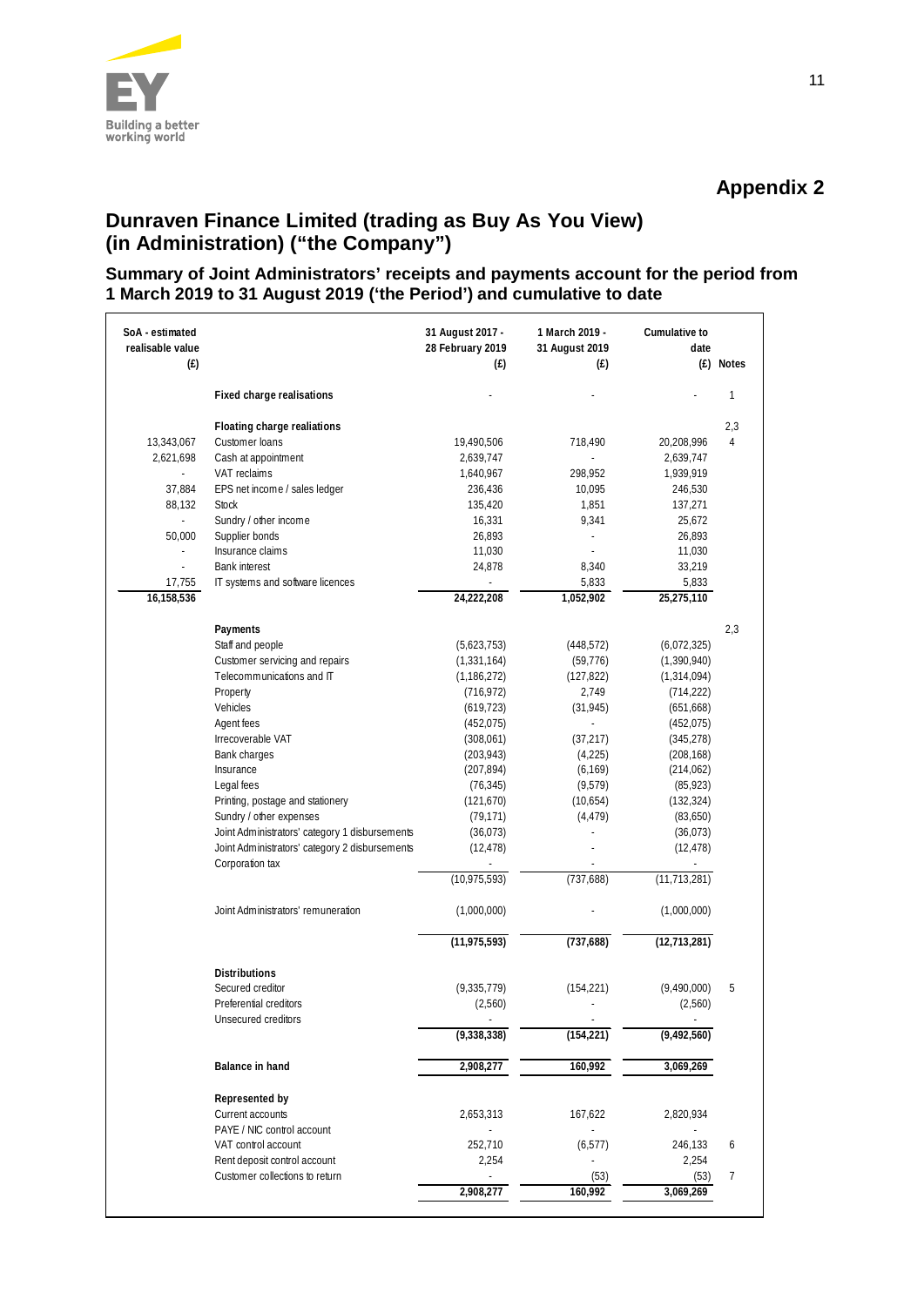## Appendix 2

# Dunraven Finance Limited (trading as Buy As You View) (in Administration) ("the Company")

### Summary of Joint Administrators' receipts and payments account for the period from 1 March 2019 to 31 August 2019 ('the Period') and cumulative to date

| SoA - estimated realisable value (£) | | 31 August 2017 - 28 February 2019 (£) | 1 March 2019 - 31 August 2019 (£) | Cumulative to date (£) | Notes |
|---|---|---|---|---|---|
| | **Fixed charge realisations** | - | - | - | 1 |
| | **Floating charge realiations** | | | | 2,3 |
| 13,343,067 | Customer loans | 19,490,506 | 718,490 | 20,208,996 | 4 |
| 2,621,698 | Cash at appointment | 2,639,747 | - | 2,639,747 | |
| - | VAT reclaims | 1,640,967 | 298,952 | 1,939,919 | |
| 37,884 | EPS net income / sales ledger | 236,436 | 10,095 | 246,530 | |
| 88,132 | Stock | 135,420 | 1,851 | 137,271 | |
| - | Sundry / other income | 16,331 | 9,341 | 25,672 | |
| 50,000 | Supplier bonds | 26,893 | - | 26,893 | |
| - | Insurance claims | 11,030 | - | 11,030 | |
| - | Bank interest | 24,878 | 8,340 | 33,219 | |
| 17,755 | IT systems and software licences | - | 5,833 | 5,833 | |
| **16,158,536** | | **24,222,208** | **1,052,902** | **25,275,110** | |
| | **Payments** | | | | 2,3 |
| | Staff and people | (5,623,753) | (448,572) | (6,072,325) | |
| | Customer servicing and repairs | (1,331,164) | (59,776) | (1,390,940) | |
| | Telecommunications and IT | (1,186,272) | (127,822) | (1,314,094) | |
| | Property | (716,972) | 2,749 | (714,222) | |
| | Vehicles | (619,723) | (31,945) | (651,668) | |
| | Agent fees | (452,075) | - | (452,075) | |
| | Irrecoverable VAT | (308,061) | (37,217) | (345,278) | |
| | Bank charges | (203,943) | (4,225) | (208,168) | |
| | Insurance | (207,894) | (6,169) | (214,062) | |
| | Legal fees | (76,345) | (9,579) | (85,923) | |
| | Printing, postage and stationery | (121,670) | (10,654) | (132,324) | |
| | Sundry / other expenses | (79,171) | (4,479) | (83,650) | |
| | Joint Administrators' category 1 disbursements | (36,073) | - | (36,073) | |
| | Joint Administrators' category 2 disbursements | (12,478) | - | (12,478) | |
| | Corporation tax | - | - | - | |
| | | (10,975,593) | (737,688) | (11,713,281) | |
| | Joint Administrators' remuneration | (1,000,000) | - | (1,000,000) | |
| | | **(11,975,593)** | **(737,688)** | **(12,713,281)** | |
| | **Distributions** | | | | |
| | Secured creditor | (9,335,779) | (154,221) | (9,490,000) | 5 |
| | Preferential creditors | (2,560) | - | (2,560) | |
| | Unsecured creditors | - | - | - | |
| | | **(9,338,338)** | **(154,221)** | **(9,492,560)** | |
| | **Balance in hand** | **2,908,277** | **160,992** | **3,069,269** | |
| | **Represented by** | | | | |
| | Current accounts | 2,653,313 | 167,622 | 2,820,934 | |
| | PAYE / NIC control account | - | - | - | |
| | VAT control account | 252,710 | (6,577) | 246,133 | 6 |
| | Rent deposit control account | 2,254 | - | 2,254 | |
| | Customer collections to return | - | (53) | (53) | 7 |
| | | **2,908,277** | **160,992** | **3,069,269** | |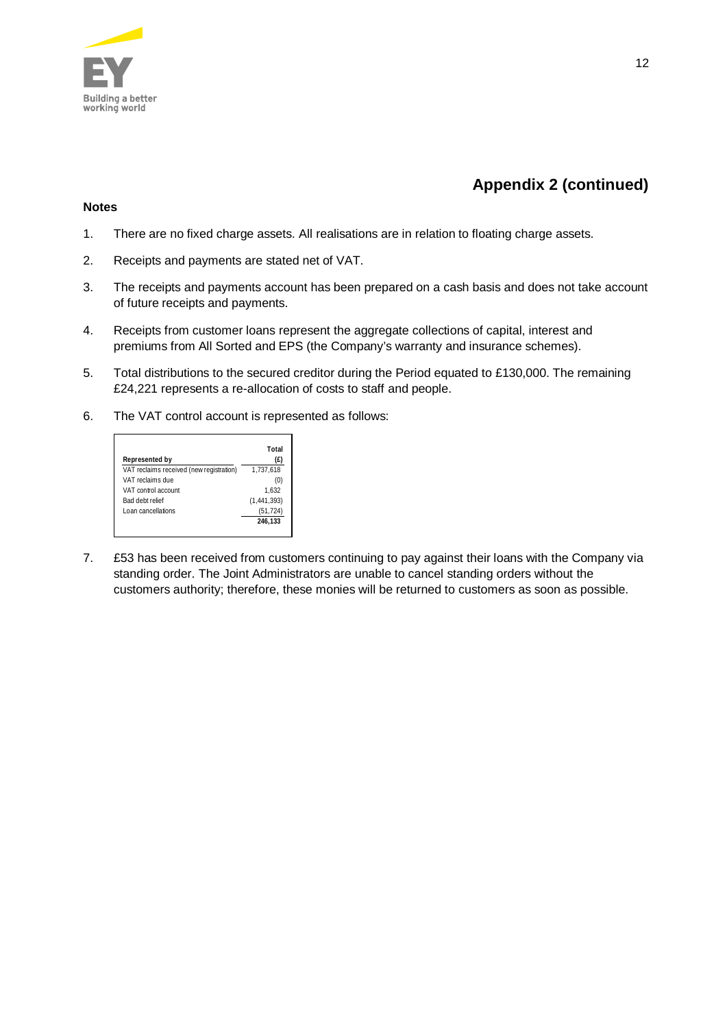## Appendix 2 (continued)

**Notes**

1. There are no fixed charge assets. All realisations are in relation to floating charge assets.
2. Receipts and payments are stated net of VAT.
3. The receipts and payments account has been prepared on a cash basis and does not take account of future receipts and payments.
4. Receipts from customer loans represent the aggregate collections of capital, interest and premiums from All Sorted and EPS (the Company's warranty and insurance schemes).
5. Total distributions to the secured creditor during the Period equated to £130,000. The remaining £24,221 represents a re-allocation of costs to staff and people.
6. The VAT control account is represented as follows:

| Represented by | Total (£) |
|---|---|
| VAT reclaims received (new registration) | 1,737,618 |
| VAT reclaims due | (0) |
| VAT control account | 1,632 |
| Bad debt relief | (1,441,393) |
| Loan cancellations | (51,724) |
| | **246,133** |

7. £53 has been received from customers continuing to pay against their loans with the Company via standing order. The Joint Administrators are unable to cancel standing orders without the customers authority; therefore, these monies will be returned to customers as soon as possible.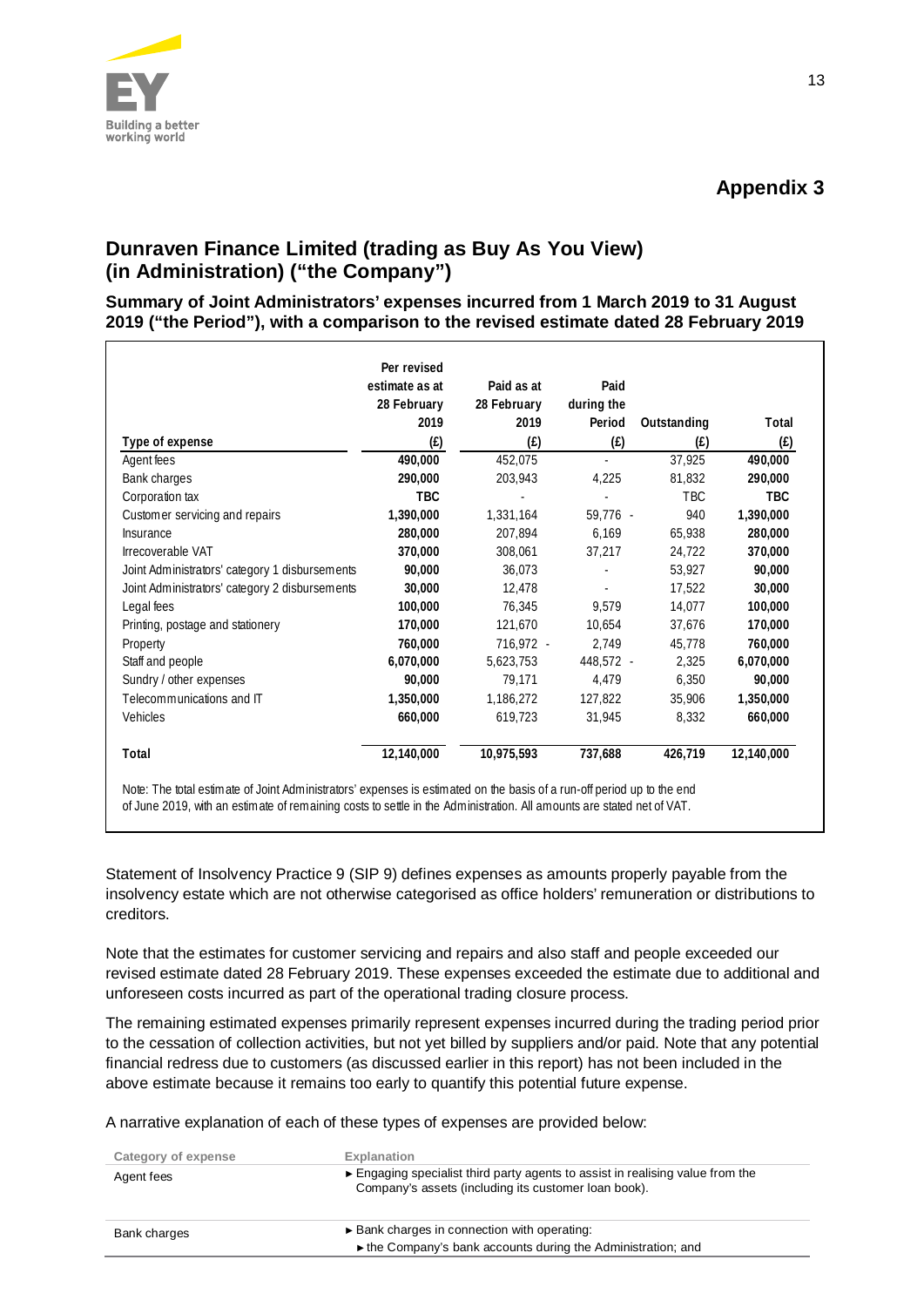# Appendix 3

## Dunraven Finance Limited (trading as Buy As You View) (in Administration) ("the Company")

### Summary of Joint Administrators' expenses incurred from 1 March 2019 to 31 August 2019 ("the Period"), with a comparison to the revised estimate dated 28 February 2019

| Type of expense | Per revised estimate as at 28 February 2019 (£) | Paid as at 28 February 2019 (£) | Paid during the Period (£) | Outstanding (£) | Total (£) |
|---|---|---|---|---|---|
| Agent fees | **490,000** | 452,075 | - | 37,925 | **490,000** |
| Bank charges | **290,000** | 203,943 | 4,225 | 81,832 | **290,000** |
| Corporation tax | **TBC** | - | - | TBC | **TBC** |
| Customer servicing and repairs | **1,390,000** | 1,331,164 | 59,776 | - 940 | **1,390,000** |
| Insurance | **280,000** | 207,894 | 6,169 | 65,938 | **280,000** |
| Irrecoverable VAT | **370,000** | 308,061 | 37,217 | 24,722 | **370,000** |
| Joint Administrators' category 1 disbursements | **90,000** | 36,073 | - | 53,927 | **90,000** |
| Joint Administrators' category 2 disbursements | **30,000** | 12,478 | - | 17,522 | **30,000** |
| Legal fees | **100,000** | 76,345 | 9,579 | 14,077 | **100,000** |
| Printing, postage and stationery | **170,000** | 121,670 | 10,654 | 37,676 | **170,000** |
| Property | **760,000** | 716,972 | - 2,749 | 45,778 | **760,000** |
| Staff and people | **6,070,000** | 5,623,753 | 448,572 | - 2,325 | **6,070,000** |
| Sundry / other expenses | **90,000** | 79,171 | 4,479 | 6,350 | **90,000** |
| Telecommunications and IT | **1,350,000** | 1,186,272 | 127,822 | 35,906 | **1,350,000** |
| Vehicles | **660,000** | 619,723 | 31,945 | 8,332 | **660,000** |
| **Total** | **12,140,000** | **10,975,593** | **737,688** | **426,719** | **12,140,000** |

Note: The total estimate of Joint Administrators' expenses is estimated on the basis of a run-off period up to the end of June 2019, with an estimate of remaining costs to settle in the Administration. All amounts are stated net of VAT.

Statement of Insolvency Practice 9 (SIP 9) defines expenses as amounts properly payable from the insolvency estate which are not otherwise categorised as office holders' remuneration or distributions to creditors.

Note that the estimates for customer servicing and repairs and also staff and people exceeded our revised estimate dated 28 February 2019. These expenses exceeded the estimate due to additional and unforeseen costs incurred as part of the operational trading closure process.

The remaining estimated expenses primarily represent expenses incurred during the trading period prior to the cessation of collection activities, but not yet billed by suppliers and/or paid. Note that any potential financial redress due to customers (as discussed earlier in this report) has not been included in the above estimate because it remains too early to quantify this potential future expense.

A narrative explanation of each of these types of expenses are provided below:

| Category of expense | Explanation |
|---|---|
| Agent fees | ► Engaging specialist third party agents to assist in realising value from the Company's assets (including its customer loan book). |
| Bank charges | ► Bank charges in connection with operating:<br>► the Company's bank accounts during the Administration; and |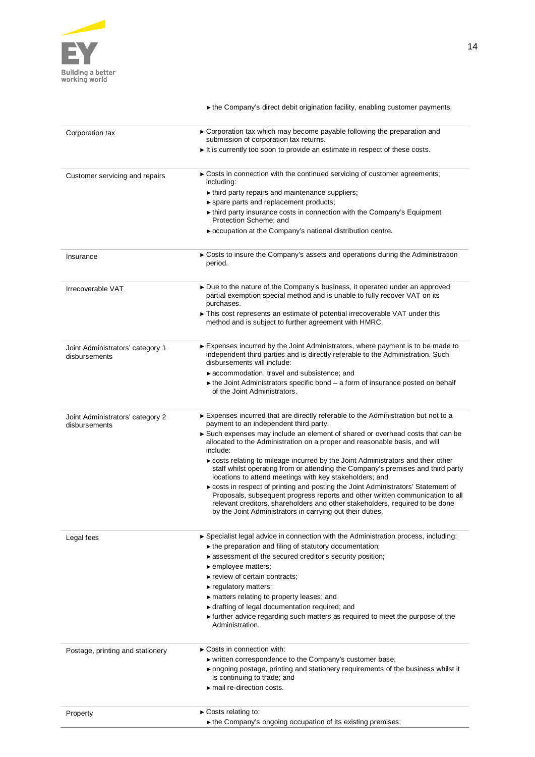| | |
|---|---|
| | ► the Company's direct debit origination facility, enabling customer payments. |
| Corporation tax | ► Corporation tax which may become payable following the preparation and submission of corporation tax returns.<br>► It is currently too soon to provide an estimate in respect of these costs. |
| Customer servicing and repairs | ► Costs in connection with the continued servicing of customer agreements; including:<br>► third party repairs and maintenance suppliers;<br>► spare parts and replacement products;<br>► third party insurance costs in connection with the Company's Equipment Protection Scheme; and<br>► occupation at the Company's national distribution centre. |
| Insurance | ► Costs to insure the Company's assets and operations during the Administration period. |
| Irrecoverable VAT | ► Due to the nature of the Company's business, it operated under an approved partial exemption special method and is unable to fully recover VAT on its purchases.<br>► This cost represents an estimate of potential irrecoverable VAT under this method and is subject to further agreement with HMRC. |
| Joint Administrators' category 1 disbursements | ► Expenses incurred by the Joint Administrators, where payment is to be made to independent third parties and is directly referable to the Administration. Such disbursements will include:<br>► accommodation, travel and subsistence; and<br>► the Joint Administrators specific bond – a form of insurance posted on behalf of the Joint Administrators. |
| Joint Administrators' category 2 disbursements | ► Expenses incurred that are directly referable to the Administration but not to a payment to an independent third party.<br>► Such expenses may include an element of shared or overhead costs that can be allocated to the Administration on a proper and reasonable basis, and will include:<br>► costs relating to mileage incurred by the Joint Administrators and their other staff whilst operating from or attending the Company's premises and third party locations to attend meetings with key stakeholders; and<br>► costs in respect of printing and posting the Joint Administrators' Statement of Proposals, subsequent progress reports and other written communication to all relevant creditors, shareholders and other stakeholders, required to be done by the Joint Administrators in carrying out their duties. |
| Legal fees | ► Specialist legal advice in connection with the Administration process, including:<br>► the preparation and filing of statutory documentation;<br>► assessment of the secured creditor's security position;<br>► employee matters;<br>► review of certain contracts;<br>► regulatory matters;<br>► matters relating to property leases; and<br>► drafting of legal documentation required; and<br>► further advice regarding such matters as required to meet the purpose of the Administration. |
| Postage, printing and stationery | ► Costs in connection with:<br>► written correspondence to the Company's customer base;<br>► ongoing postage, printing and stationery requirements of the business whilst it is continuing to trade; and<br>► mail re-direction costs. |
| Property | ► Costs relating to:<br>► the Company's ongoing occupation of its existing premises; |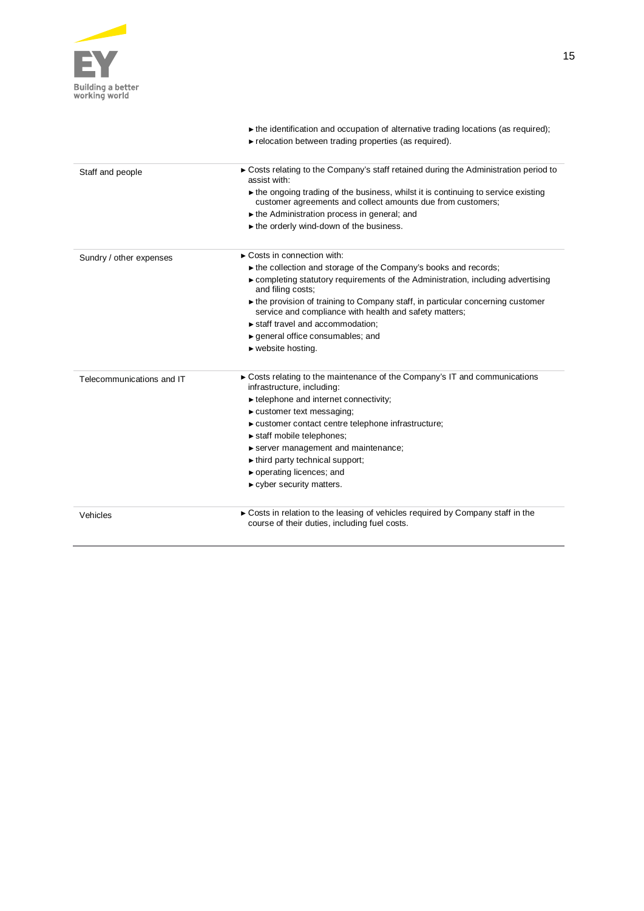| | |
|---|---|
| | ► the identification and occupation of alternative trading locations (as required);<br>► relocation between trading properties (as required). |
| Staff and people | ► Costs relating to the Company's staff retained during the Administration period to assist with:<br>► the ongoing trading of the business, whilst it is continuing to service existing customer agreements and collect amounts due from customers;<br>► the Administration process in general; and<br>► the orderly wind-down of the business. |
| Sundry / other expenses | ► Costs in connection with:<br>► the collection and storage of the Company's books and records;<br>► completing statutory requirements of the Administration, including advertising and filing costs;<br>► the provision of training to Company staff, in particular concerning customer service and compliance with health and safety matters;<br>► staff travel and accommodation;<br>► general office consumables; and<br>► website hosting. |
| Telecommunications and IT | ► Costs relating to the maintenance of the Company's IT and communications infrastructure, including:<br>► telephone and internet connectivity;<br>► customer text messaging;<br>► customer contact centre telephone infrastructure;<br>► staff mobile telephones;<br>► server management and maintenance;<br>► third party technical support;<br>► operating licences; and<br>► cyber security matters. |
| Vehicles | ► Costs in relation to the leasing of vehicles required by Company staff in the course of their duties, including fuel costs. |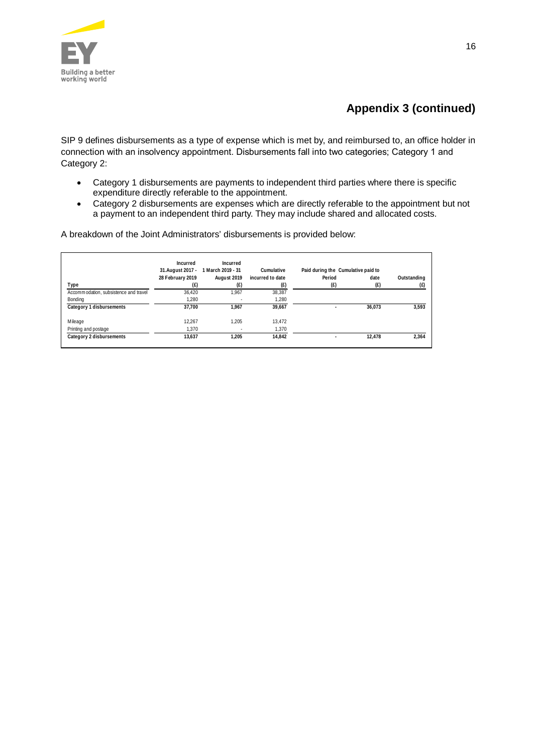## Appendix 3 (continued)

SIP 9 defines disbursements as a type of expense which is met by, and reimbursed to, an office holder in connection with an insolvency appointment. Disbursements fall into two categories; Category 1 and Category 2:

- Category 1 disbursements are payments to independent third parties where there is specific expenditure directly referable to the appointment.
- Category 2 disbursements are expenses which are directly referable to the appointment but not a payment to an independent third party. They may include shared and allocated costs.

A breakdown of the Joint Administrators' disbursements is provided below:

| Type | Incurred 31.August 2017 - 28 February 2019 (£) | Incurred 1 March 2019 - 31 August 2019 (£) | Cumulative incurred to date (£) | Paid during the Period (£) | Cumulative paid to date (£) | Outstanding (£) |
|---|---|---|---|---|---|---|
| Accommodation, subsistence and travel | 36,420 | 1,967 | 38,387 | | | |
| Bonding | 1,280 | - | 1,280 | | | |
| **Category 1 disbursements** | **37,700** | **1,967** | **39,667** | **-** | **36,073** | **3,593** |
| Mileage | 12,267 | 1,205 | 13,472 | | | |
| Printing and postage | 1,370 | - | 1,370 | | | |
| **Category 2 disbursements** | **13,637** | **1,205** | **14,842** | **-** | **12,478** | **2,364** |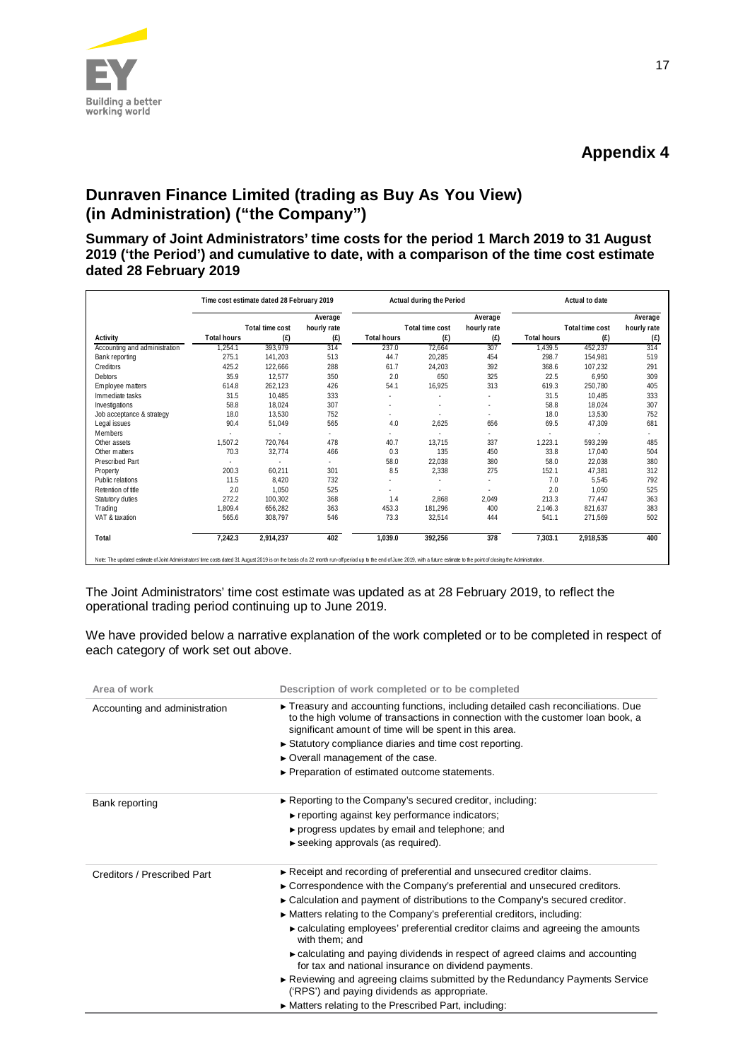## Appendix 4

# Dunraven Finance Limited (trading as Buy As You View) (in Administration) ("the Company")

### Summary of Joint Administrators' time costs for the period 1 March 2019 to 31 August 2019 ('the Period') and cumulative to date, with a comparison of the time cost estimate dated 28 February 2019

| | Time cost estimate dated 28 February 2019 | | | Actual during the Period | | | Actual to date | | |
|---|---|---|---|---|---|---|---|---|---|
| Activity | Total hours | Total time cost (£) | Average hourly rate (£) | Total hours | Total time cost (£) | Average hourly rate (£) | Total hours | Total time cost (£) | Average hourly rate (£) |
| Accounting and administration | 1,254.1 | 393,979 | 314 | 237.0 | 72,664 | 307 | 1,439.5 | 452,237 | 314 |
| Bank reporting | 275.1 | 141,203 | 513 | 44.7 | 20,285 | 454 | 298.7 | 154,981 | 519 |
| Creditors | 425.2 | 122,666 | 288 | 61.7 | 24,203 | 392 | 368.6 | 107,232 | 291 |
| Debtors | 35.9 | 12,577 | 350 | 2.0 | 650 | 325 | 22.5 | 6,950 | 309 |
| Employee matters | 614.8 | 262,123 | 426 | 54.1 | 16,925 | 313 | 619.3 | 250,780 | 405 |
| Immediate tasks | 31.5 | 10,485 | 333 | - | - | - | 31.5 | 10,485 | 333 |
| Investigations | 58.8 | 18,024 | 307 | - | - | - | 58.8 | 18,024 | 307 |
| Job acceptance & strategy | 18.0 | 13,530 | 752 | - | - | - | 18.0 | 13,530 | 752 |
| Legal issues | 90.4 | 51,049 | 565 | 4.0 | 2,625 | 656 | 69.5 | 47,309 | 681 |
| Members | - | - | - | - | - | - | - | - | - |
| Other assets | 1,507.2 | 720,764 | 478 | 40.7 | 13,715 | 337 | 1,223.1 | 593,299 | 485 |
| Other matters | 70.3 | 32,774 | 466 | 0.3 | 135 | 450 | 33.8 | 17,040 | 504 |
| Prescribed Part | - | - | - | 58.0 | 22,038 | 380 | 58.0 | 22,038 | 380 |
| Property | 200.3 | 60,211 | 301 | 8.5 | 2,338 | 275 | 152.1 | 47,381 | 312 |
| Public relations | 11.5 | 8,420 | 732 | - | - | - | 7.0 | 5,545 | 792 |
| Retention of title | 2.0 | 1,050 | 525 | - | - | - | 2.0 | 1,050 | 525 |
| Statutory duties | 272.2 | 100,302 | 368 | 1.4 | 2,868 | 2,049 | 213.3 | 77,447 | 363 |
| Trading | 1,809.4 | 656,282 | 363 | 453.3 | 181,296 | 400 | 2,146.3 | 821,637 | 383 |
| VAT & taxation | 565.6 | 308,797 | 546 | 73.3 | 32,514 | 444 | 541.1 | 271,569 | 502 |
| **Total** | **7,242.3** | **2,914,237** | **402** | **1,039.0** | **392,256** | **378** | **7,303.1** | **2,918,535** | **400** |

Note: The updated estimate of Joint Administrators' time costs dated 31 August 2019 is on the basis of a 22 month run-off period up to the end of June 2019, with a future estimate to the point of closing the Administration.

The Joint Administrators' time cost estimate was updated as at 28 February 2019, to reflect the operational trading period continuing up to June 2019.

We have provided below a narrative explanation of the work completed or to be completed in respect of each category of work set out above.

| Area of work | Description of work completed or to be completed |
|---|---|
| Accounting and administration | ► Treasury and accounting functions, including detailed cash reconciliations. Due to the high volume of transactions in connection with the customer loan book, a significant amount of time will be spent in this area.<br>► Statutory compliance diaries and time cost reporting.<br>► Overall management of the case.<br>► Preparation of estimated outcome statements. |
| Bank reporting | ► Reporting to the Company's secured creditor, including:<br>► reporting against key performance indicators;<br>► progress updates by email and telephone; and<br>► seeking approvals (as required). |
| Creditors / Prescribed Part | ► Receipt and recording of preferential and unsecured creditor claims.<br>► Correspondence with the Company's preferential and unsecured creditors.<br>► Calculation and payment of distributions to the Company's secured creditor.<br>► Matters relating to the Company's preferential creditors, including:<br>► calculating employees' preferential creditor claims and agreeing the amounts with them; and<br>► calculating and paying dividends in respect of agreed claims and accounting for tax and national insurance on dividend payments.<br>► Reviewing and agreeing claims submitted by the Redundancy Payments Service ('RPS') and paying dividends as appropriate.<br>► Matters relating to the Prescribed Part, including: |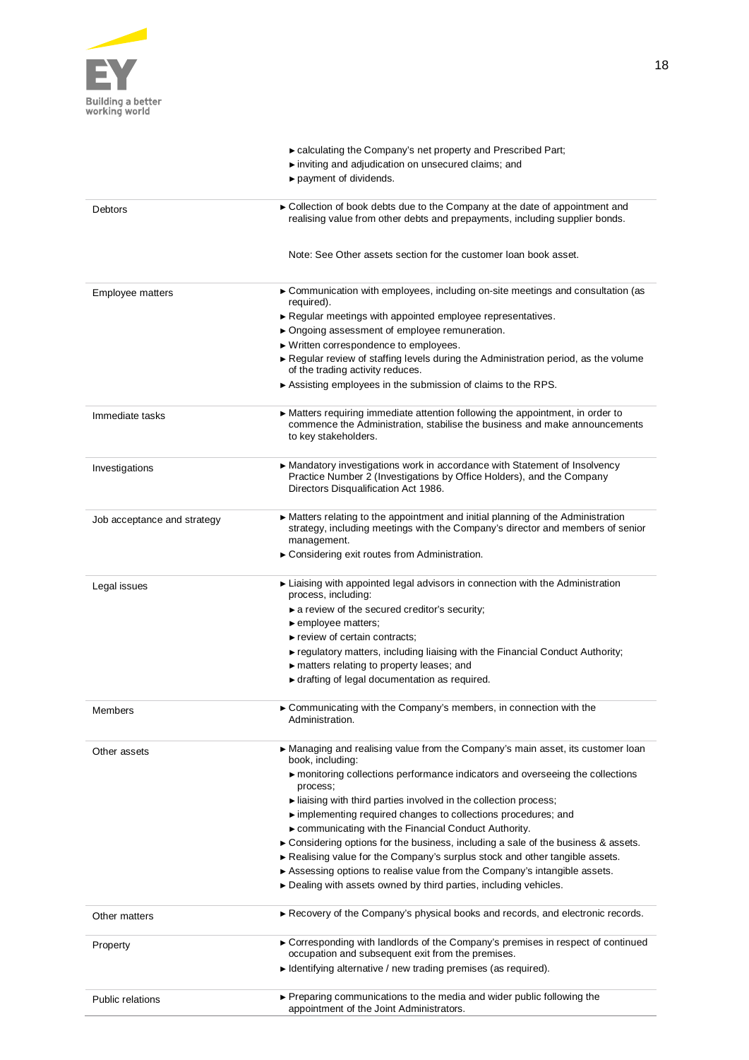|  |  |
|---|---|
|  | ► calculating the Company's net property and Prescribed Part;<br>► inviting and adjudication on unsecured claims; and<br>► payment of dividends. |
| Debtors | ► Collection of book debts due to the Company at the date of appointment and realising value from other debts and prepayments, including supplier bonds.<br><br>Note: See Other assets section for the customer loan book asset. |
| Employee matters | ► Communication with employees, including on-site meetings and consultation (as required).<br>► Regular meetings with appointed employee representatives.<br>► Ongoing assessment of employee remuneration.<br>► Written correspondence to employees.<br>► Regular review of staffing levels during the Administration period, as the volume of the trading activity reduces.<br>► Assisting employees in the submission of claims to the RPS. |
| Immediate tasks | ► Matters requiring immediate attention following the appointment, in order to commence the Administration, stabilise the business and make announcements to key stakeholders. |
| Investigations | ► Mandatory investigations work in accordance with Statement of Insolvency Practice Number 2 (Investigations by Office Holders), and the Company Directors Disqualification Act 1986. |
| Job acceptance and strategy | ► Matters relating to the appointment and initial planning of the Administration strategy, including meetings with the Company's director and members of senior management.<br>► Considering exit routes from Administration. |
| Legal issues | ► Liaising with appointed legal advisors in connection with the Administration process, including:<br>► a review of the secured creditor's security;<br>► employee matters;<br>► review of certain contracts;<br>► regulatory matters, including liaising with the Financial Conduct Authority;<br>► matters relating to property leases; and<br>► drafting of legal documentation as required. |
| Members | ► Communicating with the Company's members, in connection with the Administration. |
| Other assets | ► Managing and realising value from the Company's main asset, its customer loan book, including:<br>► monitoring collections performance indicators and overseeing the collections process;<br>► liaising with third parties involved in the collection process;<br>► implementing required changes to collections procedures; and<br>► communicating with the Financial Conduct Authority.<br>► Considering options for the business, including a sale of the business & assets.<br>► Realising value for the Company's surplus stock and other tangible assets.<br>► Assessing options to realise value from the Company's intangible assets.<br>► Dealing with assets owned by third parties, including vehicles. |
| Other matters | ► Recovery of the Company's physical books and records, and electronic records. |
| Property | ► Corresponding with landlords of the Company's premises in respect of continued occupation and subsequent exit from the premises.<br>► Identifying alternative / new trading premises (as required). |
| Public relations | ► Preparing communications to the media and wider public following the appointment of the Joint Administrators. |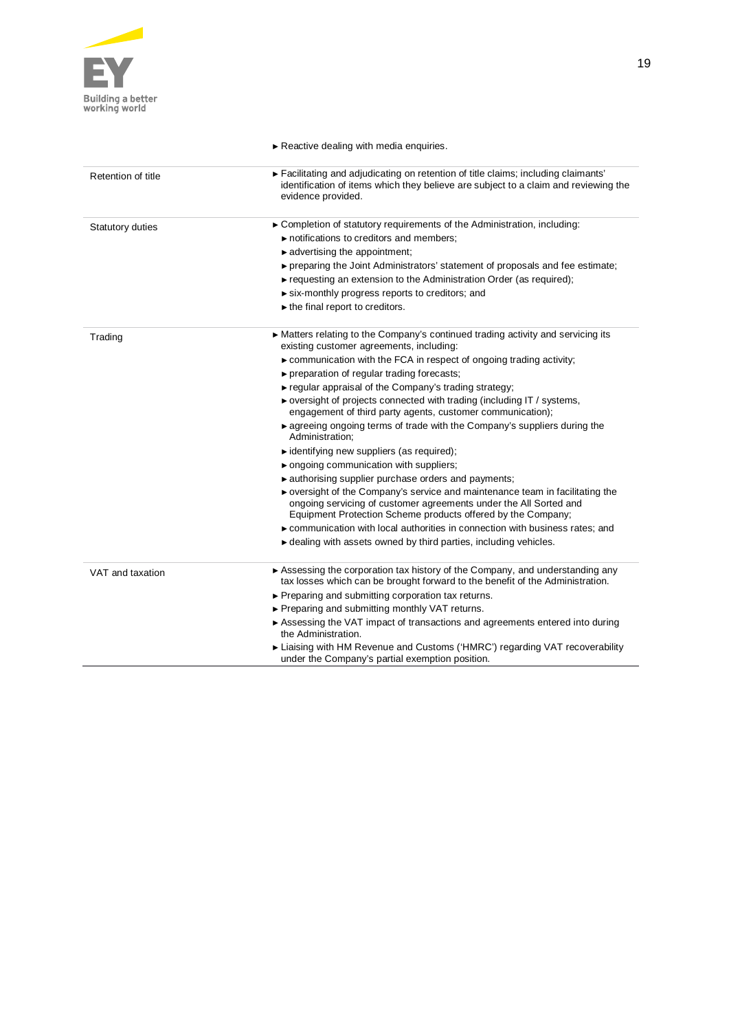| | |
|---|---|
| | ► Reactive dealing with media enquiries. |
| Retention of title | ► Facilitating and adjudicating on retention of title claims; including claimants' identification of items which they believe are subject to a claim and reviewing the evidence provided. |
| Statutory duties | ► Completion of statutory requirements of the Administration, including:<br>► notifications to creditors and members;<br>► advertising the appointment;<br>► preparing the Joint Administrators' statement of proposals and fee estimate;<br>► requesting an extension to the Administration Order (as required);<br>► six-monthly progress reports to creditors; and<br>► the final report to creditors. |
| Trading | ► Matters relating to the Company's continued trading activity and servicing its existing customer agreements, including:<br>► communication with the FCA in respect of ongoing trading activity;<br>► preparation of regular trading forecasts;<br>► regular appraisal of the Company's trading strategy;<br>► oversight of projects connected with trading (including IT / systems, engagement of third party agents, customer communication);<br>► agreeing ongoing terms of trade with the Company's suppliers during the Administration;<br>► identifying new suppliers (as required);<br>► ongoing communication with suppliers;<br>► authorising supplier purchase orders and payments;<br>► oversight of the Company's service and maintenance team in facilitating the ongoing servicing of customer agreements under the All Sorted and Equipment Protection Scheme products offered by the Company;<br>► communication with local authorities in connection with business rates; and<br>► dealing with assets owned by third parties, including vehicles. |
| VAT and taxation | ► Assessing the corporation tax history of the Company, and understanding any tax losses which can be brought forward to the benefit of the Administration.<br>► Preparing and submitting corporation tax returns.<br>► Preparing and submitting monthly VAT returns.<br>► Assessing the VAT impact of transactions and agreements entered into during the Administration.<br>► Liaising with HM Revenue and Customs ('HMRC') regarding VAT recoverability under the Company's partial exemption position. |